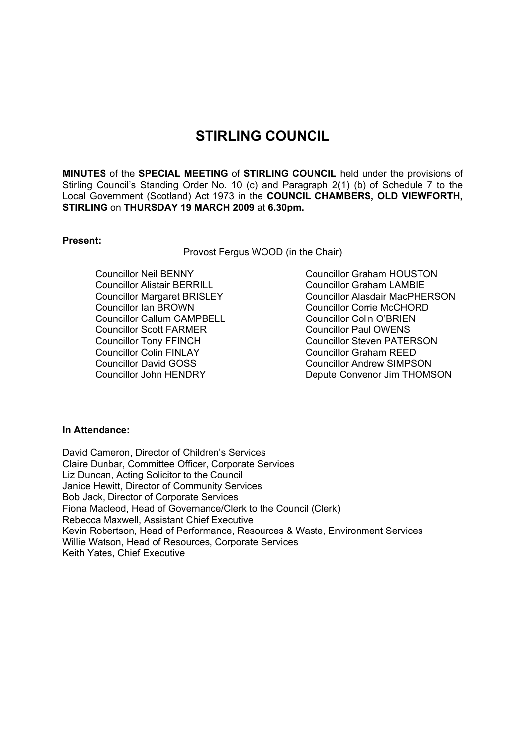# STIRLING COUNCIL

**MINUTES** of the **SPECIAL MEETING** of **STIRLING COUNCIL** held under the provisions of Stirling Council's Standing Order No. 10 (c) and Paragraph 2(1) (b) of Schedule 7 to the Local Government (Scotland) Act 1973 in the **COUNCIL CHAMBERS, OLD VIEWFORTH, STIRLING** on **THURSDAY 19 MARCH 2009** at **6.30pm.**

**Present:**

Provost Fergus WOOD (in the Chair)

Councillor Neil BENNY
Councillor Alistair BERRILL
Councillor Margaret BRISLEY
Councillor Ian BROWN
Councillor Callum CAMPBELL
Councillor Scott FARMER
Councillor Tony FFINCH
Councillor Colin FINLAY
Councillor David GOSS
Councillor John HENDRY
Councillor Graham HOUSTON
Councillor Graham LAMBIE
Councillor Alasdair MacPHERSON
Councillor Corrie McCHORD
Councillor Colin O'BRIEN
Councillor Paul OWENS
Councillor Steven PATERSON
Councillor Graham REED
Councillor Andrew SIMPSON
Depute Convenor Jim THOMSON

**In Attendance:**

David Cameron, Director of Children's Services
Claire Dunbar, Committee Officer, Corporate Services
Liz Duncan, Acting Solicitor to the Council
Janice Hewitt, Director of Community Services
Bob Jack, Director of Corporate Services
Fiona Macleod, Head of Governance/Clerk to the Council (Clerk)
Rebecca Maxwell, Assistant Chief Executive
Kevin Robertson, Head of Performance, Resources & Waste, Environment Services
Willie Watson, Head of Resources, Corporate Services
Keith Yates, Chief Executive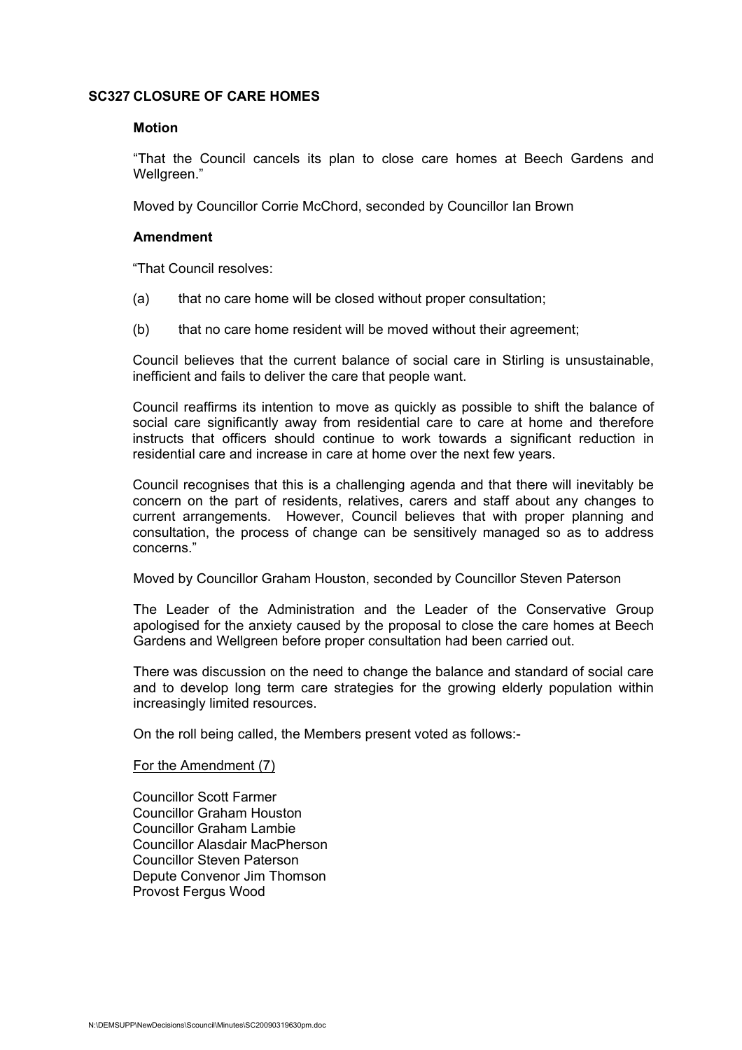### SC327 CLOSURE OF CARE HOMES

**Motion**

"That the Council cancels its plan to close care homes at Beech Gardens and Wellgreen."

Moved by Councillor Corrie McChord, seconded by Councillor Ian Brown

**Amendment**

"That Council resolves:

(a) that no care home will be closed without proper consultation;

(b) that no care home resident will be moved without their agreement;

Council believes that the current balance of social care in Stirling is unsustainable, inefficient and fails to deliver the care that people want.

Council reaffirms its intention to move as quickly as possible to shift the balance of social care significantly away from residential care to care at home and therefore instructs that officers should continue to work towards a significant reduction in residential care and increase in care at home over the next few years.

Council recognises that this is a challenging agenda and that there will inevitably be concern on the part of residents, relatives, carers and staff about any changes to current arrangements. However, Council believes that with proper planning and consultation, the process of change can be sensitively managed so as to address concerns."

Moved by Councillor Graham Houston, seconded by Councillor Steven Paterson

The Leader of the Administration and the Leader of the Conservative Group apologised for the anxiety caused by the proposal to close the care homes at Beech Gardens and Wellgreen before proper consultation had been carried out.

There was discussion on the need to change the balance and standard of social care and to develop long term care strategies for the growing elderly population within increasingly limited resources.

On the roll being called, the Members present voted as follows:-

For the Amendment (7)

Councillor Scott Farmer
Councillor Graham Houston
Councillor Graham Lambie
Councillor Alasdair MacPherson
Councillor Steven Paterson
Depute Convenor Jim Thomson
Provost Fergus Wood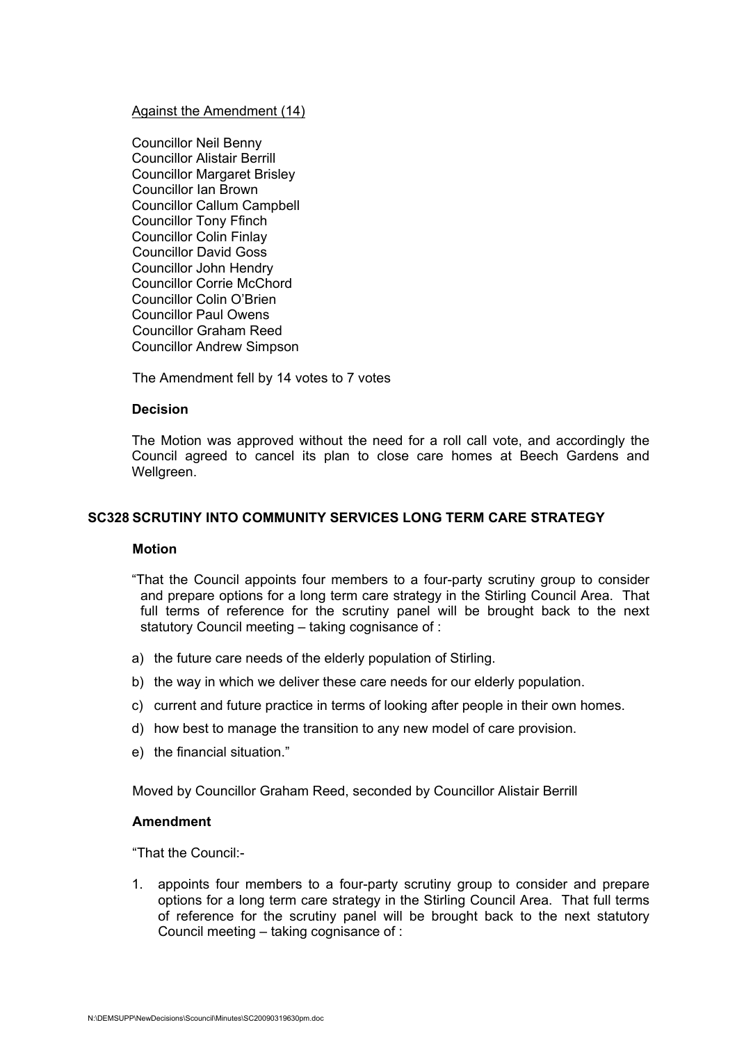Against the Amendment (14)

Councillor Neil Benny
Councillor Alistair Berrill
Councillor Margaret Brisley
Councillor Ian Brown
Councillor Callum Campbell
Councillor Tony Ffinch
Councillor Colin Finlay
Councillor David Goss
Councillor John Hendry
Councillor Corrie McChord
Councillor Colin O'Brien
Councillor Paul Owens
Councillor Graham Reed
Councillor Andrew Simpson

The Amendment fell by 14 votes to 7 votes

**Decision**

The Motion was approved without the need for a roll call vote, and accordingly the Council agreed to cancel its plan to close care homes at Beech Gardens and Wellgreen.

## SC328 SCRUTINY INTO COMMUNITY SERVICES LONG TERM CARE STRATEGY

**Motion**

"That the Council appoints four members to a four-party scrutiny group to consider and prepare options for a long term care strategy in the Stirling Council Area. That full terms of reference for the scrutiny panel will be brought back to the next statutory Council meeting – taking cognisance of :

a) the future care needs of the elderly population of Stirling.
b) the way in which we deliver these care needs for our elderly population.
c) current and future practice in terms of looking after people in their own homes.
d) how best to manage the transition to any new model of care provision.
e) the financial situation."

Moved by Councillor Graham Reed, seconded by Councillor Alistair Berrill

**Amendment**

"That the Council:-

1. appoints four members to a four-party scrutiny group to consider and prepare options for a long term care strategy in the Stirling Council Area. That full terms of reference for the scrutiny panel will be brought back to the next statutory Council meeting – taking cognisance of :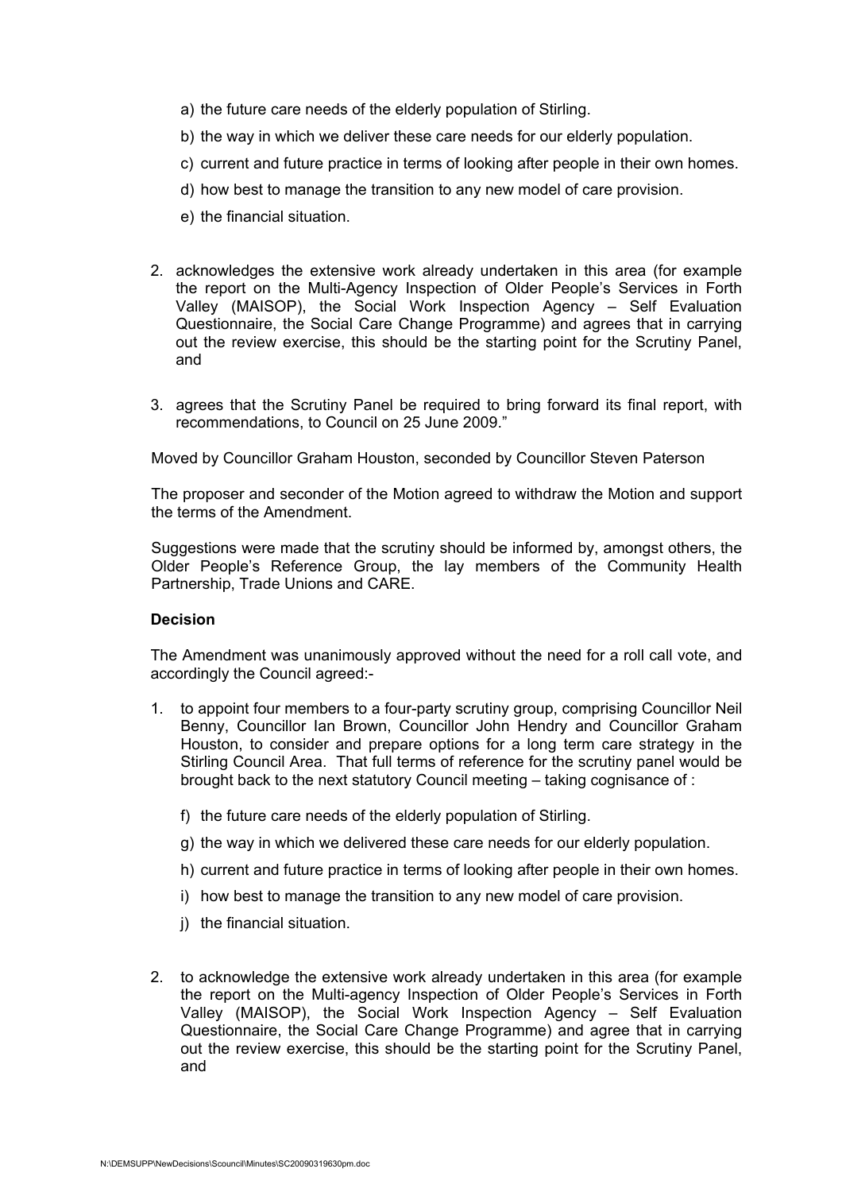a) the future care needs of the elderly population of Stirling.

b) the way in which we deliver these care needs for our elderly population.

c) current and future practice in terms of looking after people in their own homes.

d) how best to manage the transition to any new model of care provision.

e) the financial situation.

2. acknowledges the extensive work already undertaken in this area (for example the report on the Multi-Agency Inspection of Older People's Services in Forth Valley (MAISOP), the Social Work Inspection Agency – Self Evaluation Questionnaire, the Social Care Change Programme) and agrees that in carrying out the review exercise, this should be the starting point for the Scrutiny Panel, and

3. agrees that the Scrutiny Panel be required to bring forward its final report, with recommendations, to Council on 25 June 2009."

Moved by Councillor Graham Houston, seconded by Councillor Steven Paterson

The proposer and seconder of the Motion agreed to withdraw the Motion and support the terms of the Amendment.

Suggestions were made that the scrutiny should be informed by, amongst others, the Older People's Reference Group, the lay members of the Community Health Partnership, Trade Unions and CARE.

**Decision**

The Amendment was unanimously approved without the need for a roll call vote, and accordingly the Council agreed:-

1. to appoint four members to a four-party scrutiny group, comprising Councillor Neil Benny, Councillor Ian Brown, Councillor John Hendry and Councillor Graham Houston, to consider and prepare options for a long term care strategy in the Stirling Council Area. That full terms of reference for the scrutiny panel would be brought back to the next statutory Council meeting – taking cognisance of :

   f) the future care needs of the elderly population of Stirling.

   g) the way in which we delivered these care needs for our elderly population.

   h) current and future practice in terms of looking after people in their own homes.

   i) how best to manage the transition to any new model of care provision.

   j) the financial situation.

2. to acknowledge the extensive work already undertaken in this area (for example the report on the Multi-agency Inspection of Older People's Services in Forth Valley (MAISOP), the Social Work Inspection Agency – Self Evaluation Questionnaire, the Social Care Change Programme) and agree that in carrying out the review exercise, this should be the starting point for the Scrutiny Panel, and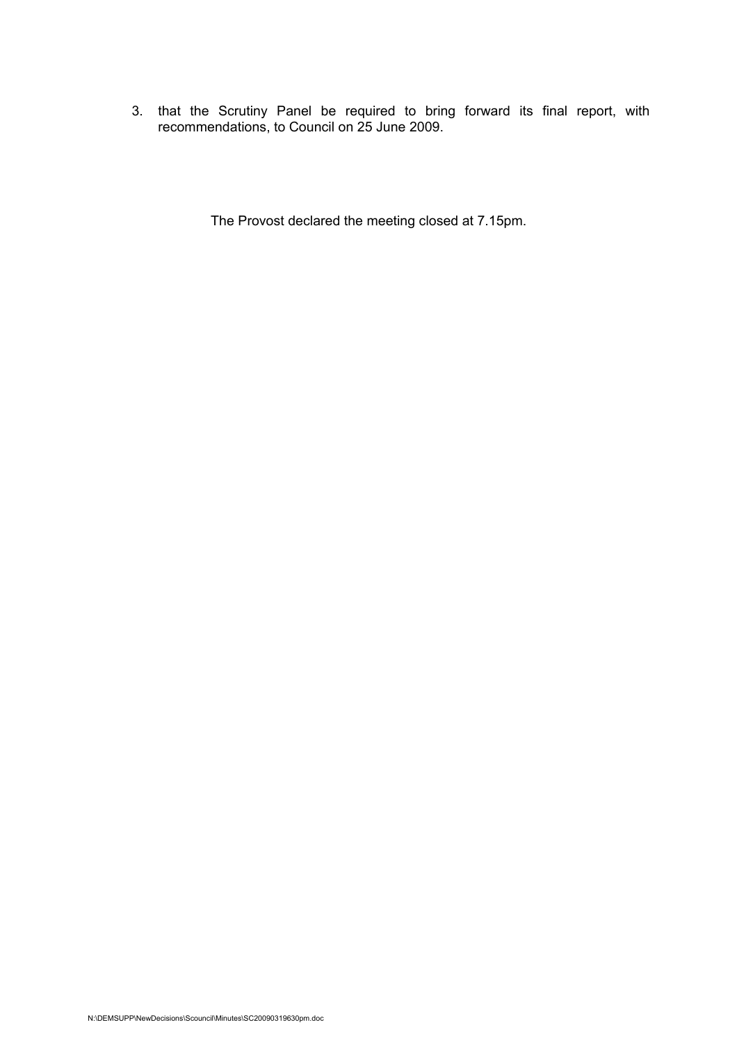3. that the Scrutiny Panel be required to bring forward its final report, with recommendations, to Council on 25 June 2009.

The Provost declared the meeting closed at 7.15pm.